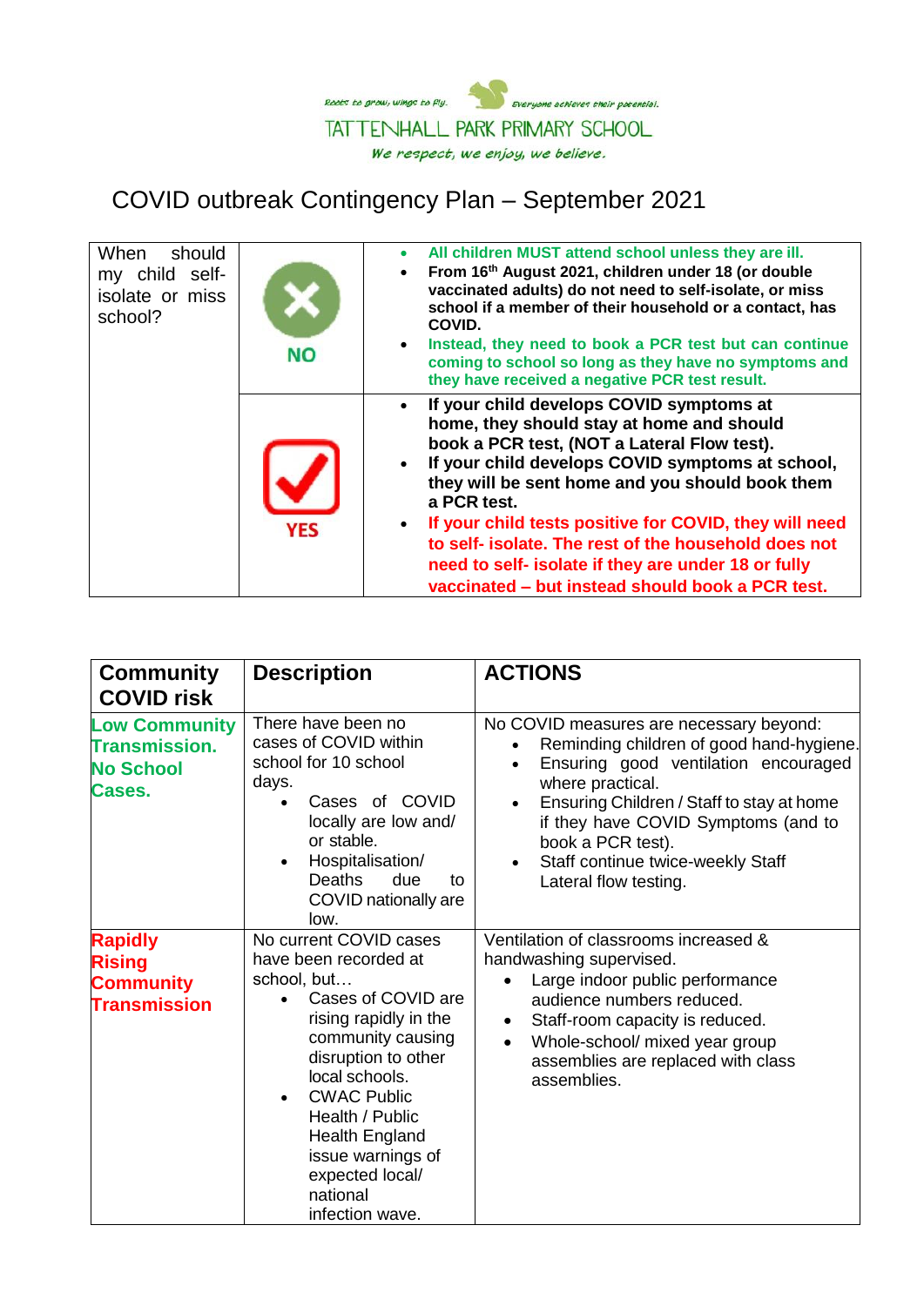Roots to grow, wings to fly. Everyone achieves their potential.

TATTENHALL PARK PRIMARY SCHOOL

*We respect, we enjoy, we believe.*

# COVID outbreak Contingency Plan – September 2021

| When should my child self-isolate or miss school? | NO | <ul><li>**All children MUST attend school unless they are ill.**</li><li>**From 16th August 2021, children under 18 (or double vaccinated adults) do not need to self-isolate, or miss school if a member of their household or a contact, has COVID.**</li><li>**Instead, they need to book a PCR test but can continue coming to school so long as they have no symptoms and they have received a negative PCR test result.**</li></ul> |
|---|---|---|
| | YES | <ul><li>**If your child develops COVID symptoms at home, they should stay at home and should book a PCR test, (NOT a Lateral Flow test).**</li><li>**If your child develops COVID symptoms at school, they will be sent home and you should book them a PCR test.**</li><li>**If your child tests positive for COVID, they will need to self- isolate. The rest of the household does not need to self- isolate if they are under 18 or fully vaccinated – but instead should book a PCR test.**</li></ul> |

| Community COVID risk | Description | ACTIONS |
|---|---|---|
| **Low Community Transmission. No School Cases.** | There have been no cases of COVID within school for 10 school days.<ul><li>Cases of COVID locally are low and/ or stable.</li><li>Hospitalisation/ Deaths due to COVID nationally are low.</li></ul> | No COVID measures are necessary beyond:<ul><li>Reminding children of good hand-hygiene.</li><li>Ensuring good ventilation encouraged where practical.</li><li>Ensuring Children / Staff to stay at home if they have COVID Symptoms (and to book a PCR test).</li><li>Staff continue twice-weekly Staff Lateral flow testing.</li></ul> |
| **Rapidly Rising Community Transmission** | No current COVID cases have been recorded at school, but…<ul><li>Cases of COVID are rising rapidly in the community causing disruption to other local schools.</li><li>CWAC Public Health / Public Health England issue warnings of expected local/ national infection wave.</li></ul> | Ventilation of classrooms increased & handwashing supervised.<ul><li>Large indoor public performance audience numbers reduced.</li><li>Staff-room capacity is reduced.</li><li>Whole-school/ mixed year group assemblies are replaced with class assemblies.</li></ul> |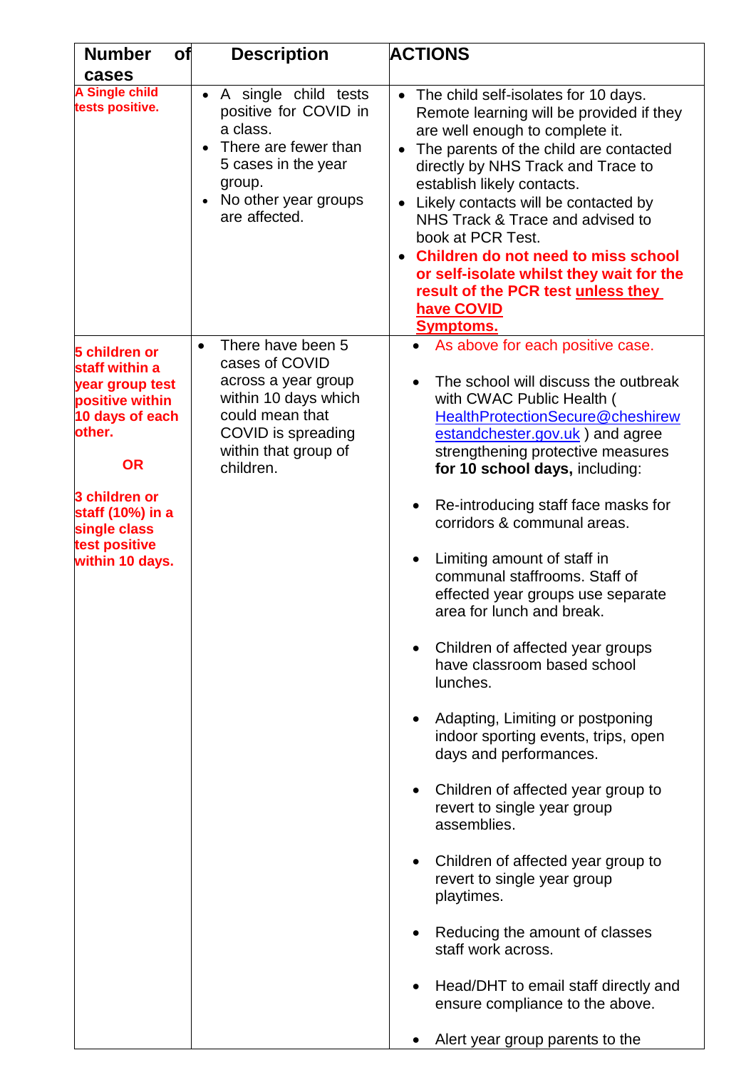| Number of cases | Description | ACTIONS |
|---|---|---|
| **A Single child tests positive.** | • A single child tests positive for COVID in a class.<br>• There are fewer than 5 cases in the year group.<br>• No other year groups are affected. | • The child self-isolates for 10 days. Remote learning will be provided if they are well enough to complete it.<br>• The parents of the child are contacted directly by NHS Track and Trace to establish likely contacts.<br>• Likely contacts will be contacted by NHS Track & Trace and advised to book at PCR Test.<br>• **Children do not need to miss school or self-isolate whilst they wait for the result of the PCR test unless they have COVID Symptoms.** |
| **5 children or staff within a year group test positive within 10 days of each other.**<br><br>**OR**<br><br>**3 children or staff (10%) in a single class test positive within 10 days.** | • There have been 5 cases of COVID across a year group within 10 days which could mean that COVID is spreading within that group of children. | • As above for each positive case.<br><br>• The school will discuss the outbreak with CWAC Public Health ( HealthProtectionSecure@cheshirewestandchester.gov.uk ) and agree strengthening protective measures **for 10 school days,** including:<br><br>• Re-introducing staff face masks for corridors & communal areas.<br><br>• Limiting amount of staff in communal staffrooms. Staff of effected year groups use separate area for lunch and break.<br><br>• Children of affected year groups have classroom based school lunches.<br><br>• Adapting, Limiting or postponing indoor sporting events, trips, open days and performances.<br><br>• Children of affected year group to revert to single year group assemblies.<br><br>• Children of affected year group to revert to single year group playtimes.<br><br>• Reducing the amount of classes staff work across.<br><br>• Head/DHT to email staff directly and ensure compliance to the above.<br><br>• Alert year group parents to the |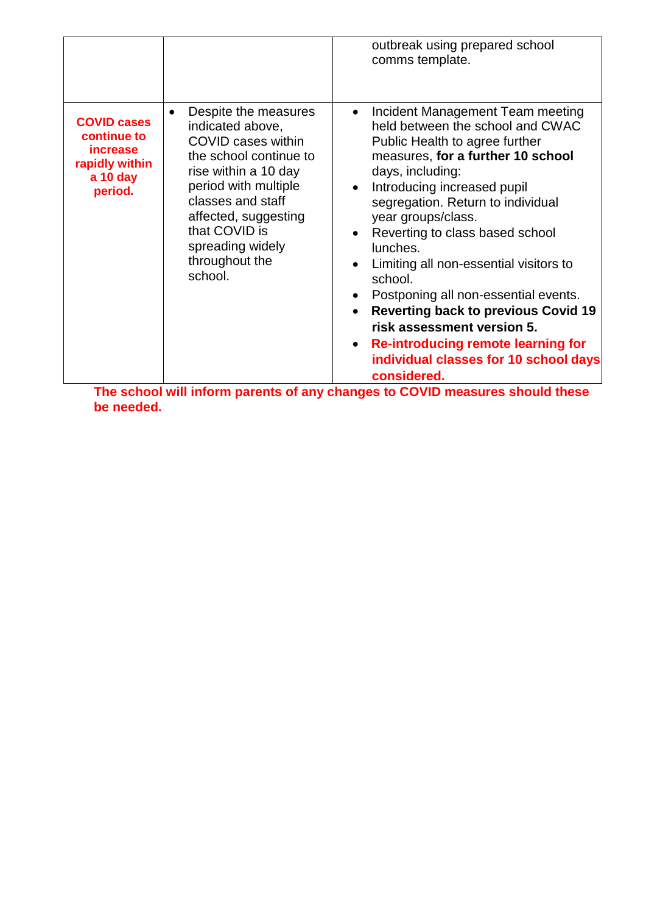| | | |
|---|---|---|
| | | outbreak using prepared school comms template. |
| **COVID cases continue to increase rapidly within a 10 day period.** | • Despite the measures indicated above, COVID cases within the school continue to rise within a 10 day period with multiple classes and staff affected, suggesting that COVID is spreading widely throughout the school. | • Incident Management Team meeting held between the school and CWAC Public Health to agree further measures, **for a further 10 school** days, including:<br>• Introducing increased pupil segregation. Return to individual year groups/class.<br>• Reverting to class based school lunches.<br>• Limiting all non-essential visitors to school.<br>• Postponing all non-essential events.<br>• **Reverting back to previous Covid 19 risk assessment version 5.**<br>• **Re-introducing remote learning for individual classes for 10 school days considered.** |

**The school will inform parents of any changes to COVID measures should these be needed.**